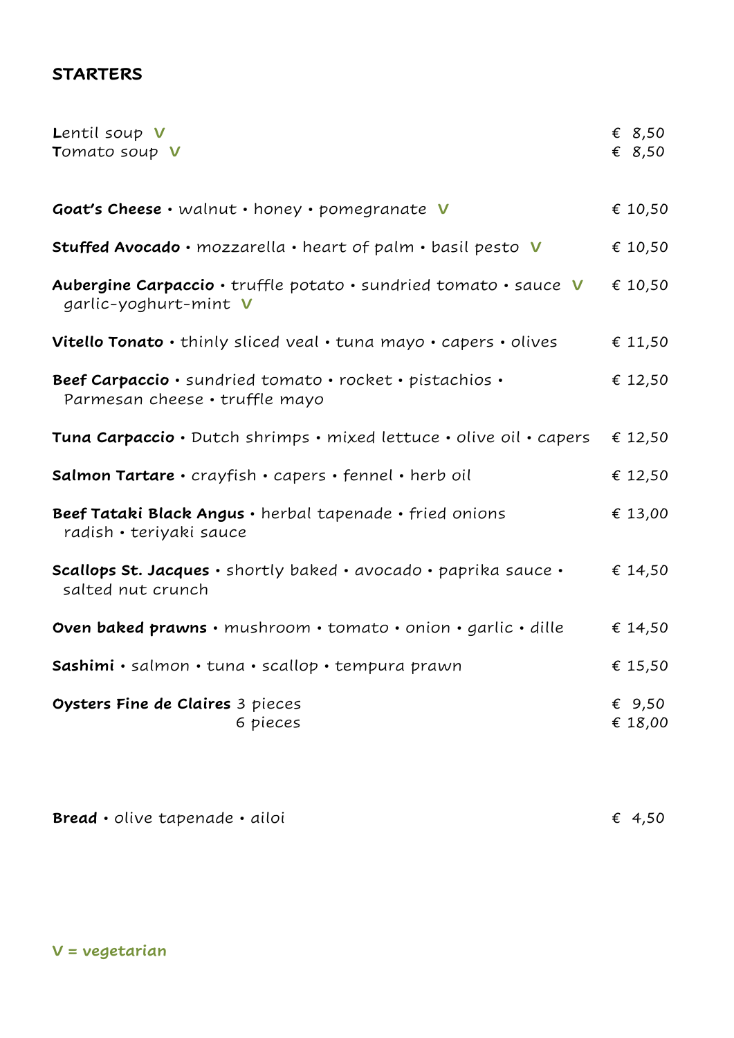## STARTERS

| | |
|---|---|
| Lentil soup **V** | € 8,50 |
| Tomato soup **V** | € 8,50 |
| **Goat's Cheese** • walnut • honey • pomegranate **V** | € 10,50 |
| **Stuffed Avocado** • mozzarella • heart of palm • basil pesto **V** | € 10,50 |
| **Aubergine Carpaccio** • truffle potato • sundried tomato • sauce **V** garlic-yoghurt-mint **V** | € 10,50 |
| **Vitello Tonato** • thinly sliced veal • tuna mayo • capers • olives | € 11,50 |
| **Beef Carpaccio** • sundried tomato • rocket • pistachios • Parmesan cheese • truffle mayo | € 12,50 |
| **Tuna Carpaccio** • Dutch shrimps • mixed lettuce • olive oil • capers | € 12,50 |
| **Salmon Tartare** • crayfish • capers • fennel • herb oil | € 12,50 |
| **Beef Tataki Black Angus** • herbal tapenade • fried onions radish • teriyaki sauce | € 13,00 |
| **Scallops St. Jacques** • shortly baked • avocado • paprika sauce • salted nut crunch | € 14,50 |
| **Oven baked prawns** • mushroom • tomato • onion • garlic • dille | € 14,50 |
| **Sashimi** • salmon • tuna • scallop • tempura prawn | € 15,50 |
| **Oysters Fine de Claires** 3 pieces | € 9,50 |
| 6 pieces | € 18,00 |
| **Bread** • olive tapenade • ailoi | € 4,50 |

**V = vegetarian**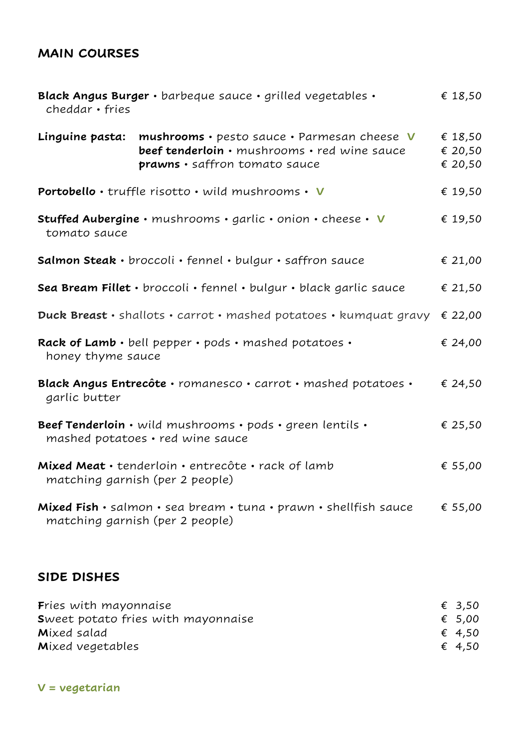## MAIN COURSES

**Black Angus Burger** • barbeque sauce • grilled vegetables • cheddar • fries — € 18,50

**Linguine pasta:**
- **mushrooms** • pesto sauce • Parmesan cheese **V** — € 18,50
- **beef tenderloin** • mushrooms • red wine sauce — € 20,50
- **prawns** • saffron tomato sauce — € 20,50

**Portobello** • truffle risotto • wild mushrooms • **V** — € 19,50

**Stuffed Aubergine** • mushrooms • garlic • onion • cheese • **V** tomato sauce — € 19,50

**Salmon Steak** • broccoli • fennel • bulgur • saffron sauce — € 21,00

**Sea Bream Fillet** • broccoli • fennel • bulgur • black garlic sauce — € 21,50

**Duck Breast** • shallots • carrot • mashed potatoes • kumquat gravy — € 22,00

**Rack of Lamb** • bell pepper • pods • mashed potatoes • honey thyme sauce — € 24,00

**Black Angus Entrecôte** • romanesco • carrot • mashed potatoes • garlic butter — € 24,50

**Beef Tenderloin** • wild mushrooms • pods • green lentils • mashed potatoes • red wine sauce — € 25,50

**Mixed Meat** • tenderloin • entrecôte • rack of lamb matching garnish (per 2 people) — € 55,00

**Mixed Fish** • salmon • sea bream • tuna • prawn • shellfish sauce matching garnish (per 2 people) — € 55,00

## SIDE DISHES

| Item | Price |
|---|---|
| Fries with mayonnaise | € 3,50 |
| Sweet potato fries with mayonnaise | € 5,00 |
| Mixed salad | € 4,50 |
| Mixed vegetables | € 4,50 |

**V = vegetarian**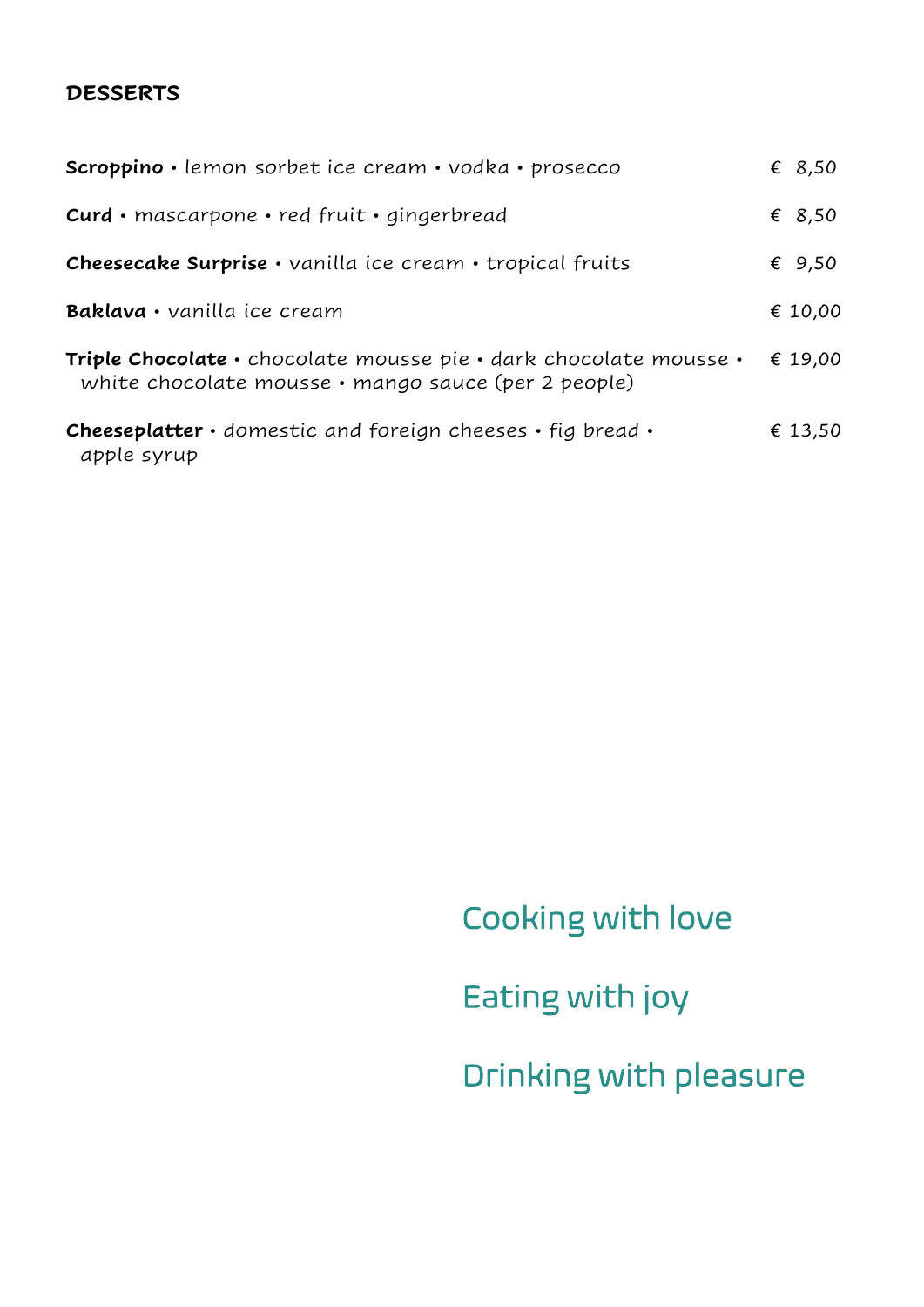## DESSERTS

| | |
|---|---|
| **Scroppino** • lemon sorbet ice cream • vodka • prosecco | € 8,50 |
| **Curd** • mascarpone • red fruit • gingerbread | € 8,50 |
| **Cheesecake Surprise** • vanilla ice cream • tropical fruits | € 9,50 |
| **Baklava** • vanilla ice cream | € 10,00 |
| **Triple Chocolate** • chocolate mousse pie • dark chocolate mousse • white chocolate mousse • mango sauce (per 2 people) | € 19,00 |
| **Cheeseplatter** • domestic and foreign cheeses • fig bread • apple syrup | € 13,50 |

Cooking with love

Eating with joy

Drinking with pleasure